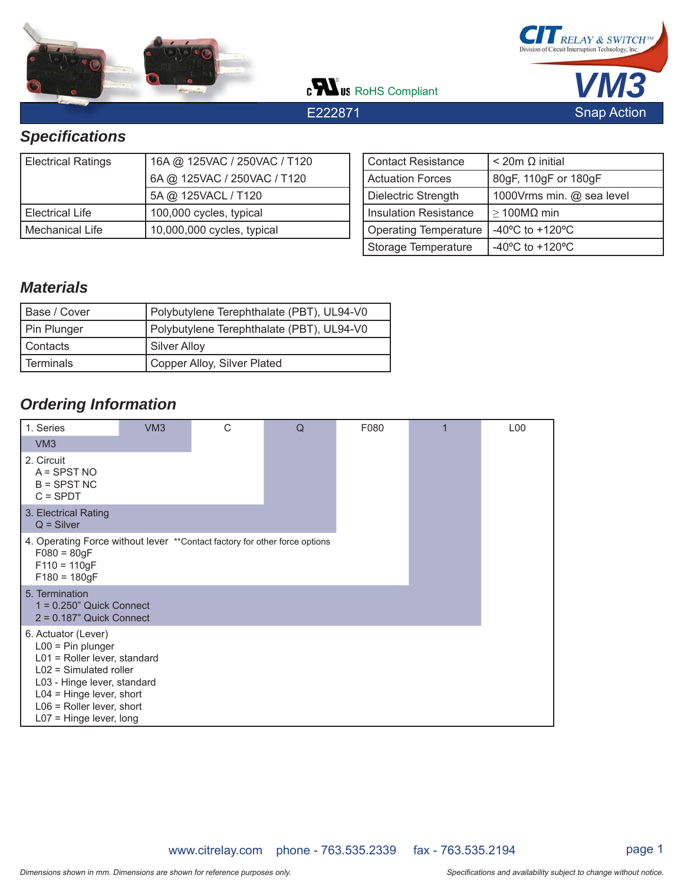CIT RELAY & SWITCH™
Division of Circuit Interruption Technology, Inc.

# VM3

cULus RoHS Compliant

E222871 Snap Action

## Specifications

| Electrical Ratings | 16A @ 125VAC / 250VAC / T120 |
|---|---|
| | 6A @ 125VAC / 250VAC / T120 |
| | 5A @ 125VACL / T120 |
| Electrical Life | 100,000 cycles, typical |
| Mechanical Life | 10,000,000 cycles, typical |

| Contact Resistance | < 20m Ω initial |
|---|---|
| Actuation Forces | 80gF, 110gF or 180gF |
| Dielectric Strength | 1000Vrms min. @ sea level |
| Insulation Resistance | ≥ 100MΩ min |
| Operating Temperature | -40ºC to +120ºC |
| Storage Temperature | -40ºC to +120ºC |

## Materials

| Base / Cover | Polybutylene Terephthalate (PBT), UL94-V0 |
|---|---|
| Pin Plunger | Polybutylene Terephthalate (PBT), UL94-V0 |
| Contacts | Silver Alloy |
| Terminals | Copper Alloy, Silver Plated |

## Ordering Information

| | VM3 | C | Q | F080 | 1 | L00 |
|---|---|---|---|---|---|---|

1. Series
   - VM3

2. Circuit
   - A = SPST NO
   - B = SPST NC
   - C = SPDT

3. Electrical Rating
   - Q = Silver

4. Operating Force without lever **Contact factory for other force options
   - F080 = 80gF
   - F110 = 110gF
   - F180 = 180gF

5. Termination
   - 1 = 0.250" Quick Connect
   - 2 = 0.187" Quick Connect

6. Actuator (Lever)
   - L00 = Pin plunger
   - L01 = Roller lever, standard
   - L02 = Simulated roller
   - L03 - Hinge lever, standard
   - L04 = Hinge lever, short
   - L06 = Roller lever, short
   - L07 = Hinge lever, long

www.citrelay.com phone - 763.535.2339 fax - 763.535.2194

*Dimensions shown in mm. Dimensions are shown for reference purposes only.* *Specifications and availability subject to change without notice.*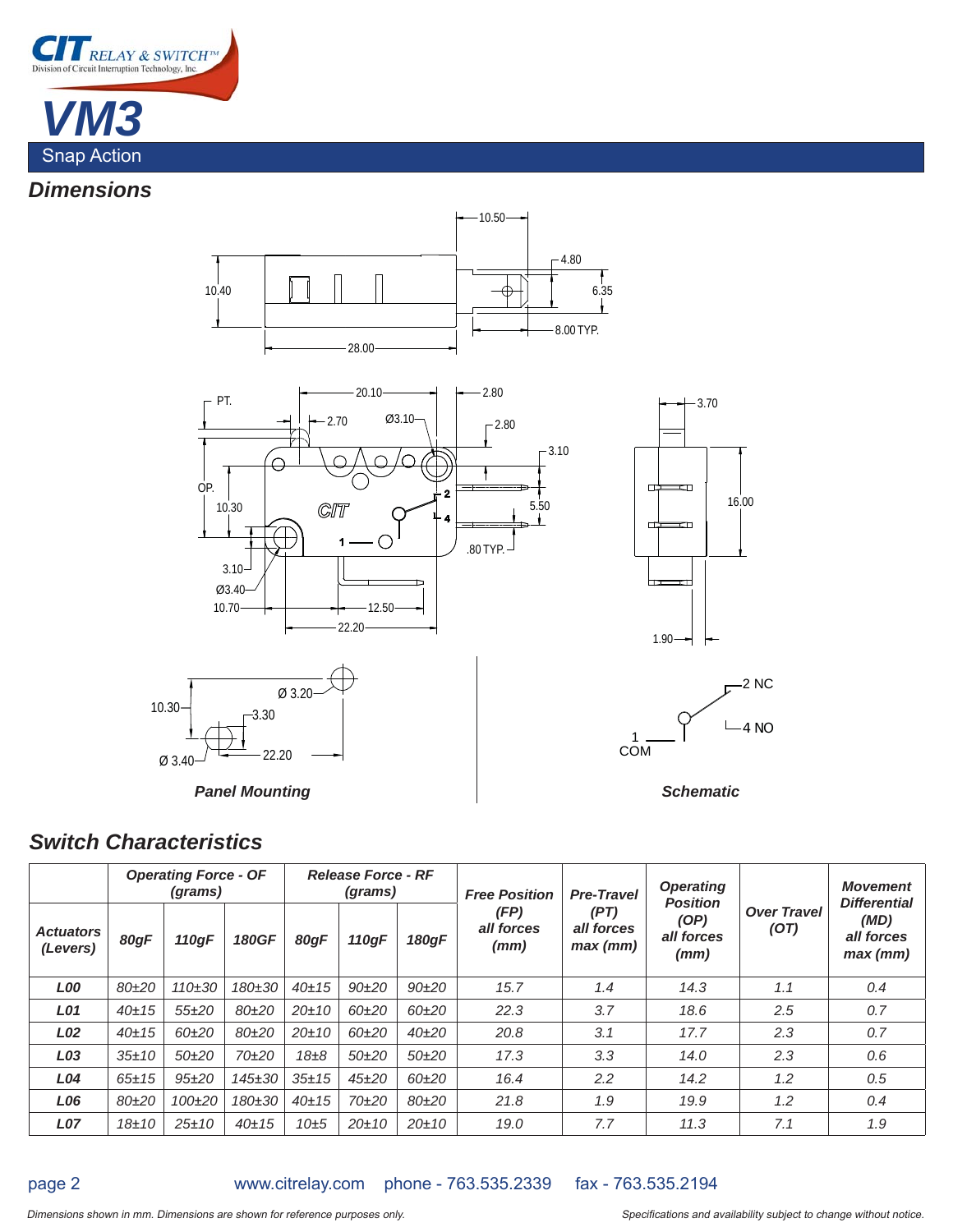# VM3

Snap Action

## Dimensions

Panel Mounting

Schematic

## Switch Characteristics

| Actuators (Levers) | Operating Force - OF (grams) | | | Release Force - RF (grams) | | | Free Position (FP) all forces (mm) | Pre-Travel (PT) all forces max (mm) | Operating Position (OP) all forces (mm) | Over Travel (OT) | Movement Differential (MD) all forces max (mm) |
|---|---|---|---|---|---|---|---|---|---|---|---|
| | 80gF | 110gF | 180GF | 80gF | 110gF | 180gF | | | | | |
| L00 | 80±20 | 110±30 | 180±30 | 40±15 | 90±20 | 90±20 | 15.7 | 1.4 | 14.3 | 1.1 | 0.4 |
| L01 | 40±15 | 55±20 | 80±20 | 20±10 | 60±20 | 60±20 | 22.3 | 3.7 | 18.6 | 2.5 | 0.7 |
| L02 | 40±15 | 60±20 | 80±20 | 20±10 | 60±20 | 40±20 | 20.8 | 3.1 | 17.7 | 2.3 | 0.7 |
| L03 | 35±10 | 50±20 | 70±20 | 18±8 | 50±20 | 50±20 | 17.3 | 3.3 | 14.0 | 2.3 | 0.6 |
| L04 | 65±15 | 95±20 | 145±30 | 35±15 | 45±20 | 60±20 | 16.4 | 2.2 | 14.2 | 1.2 | 0.5 |
| L06 | 80±20 | 100±20 | 180±30 | 40±15 | 70±20 | 80±20 | 21.8 | 1.9 | 19.9 | 1.2 | 0.4 |
| L07 | 18±10 | 25±10 | 40±15 | 10±5 | 20±10 | 20±10 | 19.0 | 7.7 | 11.3 | 7.1 | 1.9 |

www.citrelay.com phone - 763.535.2339 fax - 763.535.2194

*Dimensions shown in mm. Dimensions are shown for reference purposes only.*

*Specifications and availability subject to change without notice.*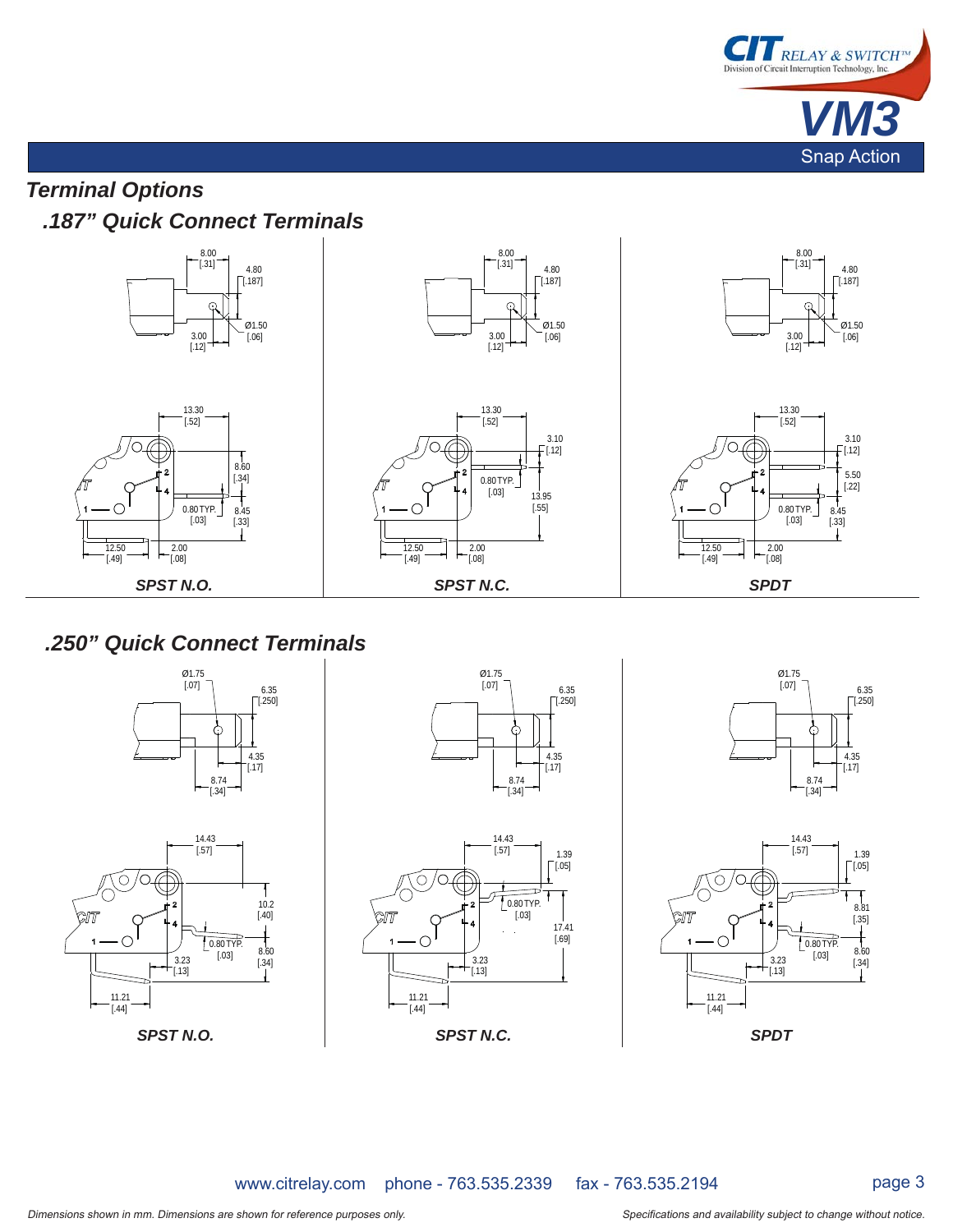## Terminal Options

### .187" Quick Connect Terminals

SPST N.O.

SPST N.C.

SPDT

### .250" Quick Connect Terminals

SPST N.O.

SPST N.C.

SPDT

*Dimensions shown in mm. Dimensions are shown for reference purposes only.*

*Specifications and availability subject to change without notice.*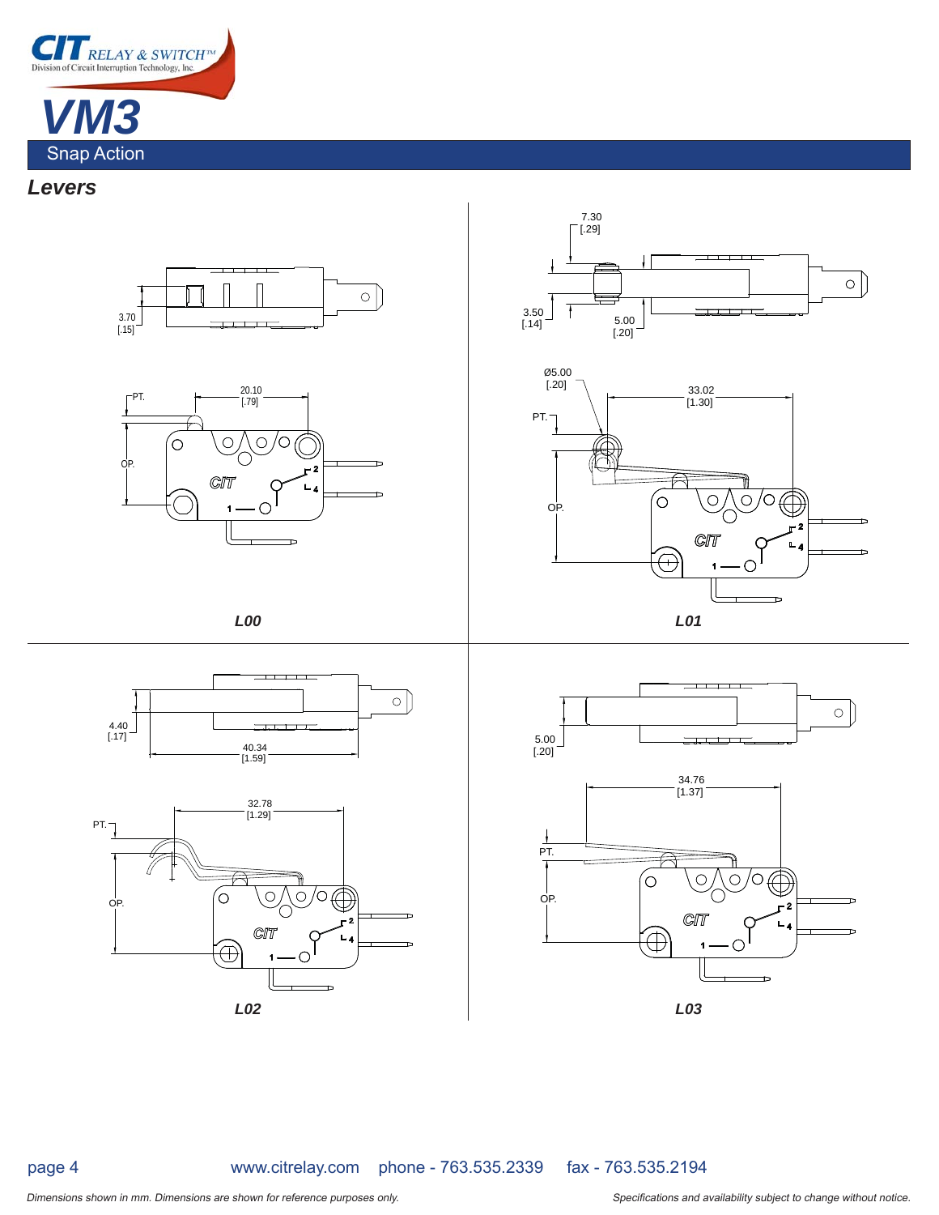# VM3

## Snap Action

### Levers

3.70
[.15]

PT.

20.10
[.79]

OP.

**L00**

7.30
[.29]

3.50
[.14]

5.00
[.20]

Ø5.00
[.20]

PT.

33.02
[1.30]

OP.

**L01**

4.40
[.17]

40.34
[1.59]

PT.

32.78
[1.29]

OP.

**L02**

5.00
[.20]

34.76
[1.37]

PT.

OP.

**L03**

www.citrelay.com phone - 763.535.2339 fax - 763.535.2194

*Dimensions shown in mm. Dimensions are shown for reference purposes only.*

*Specifications and availability subject to change without notice.*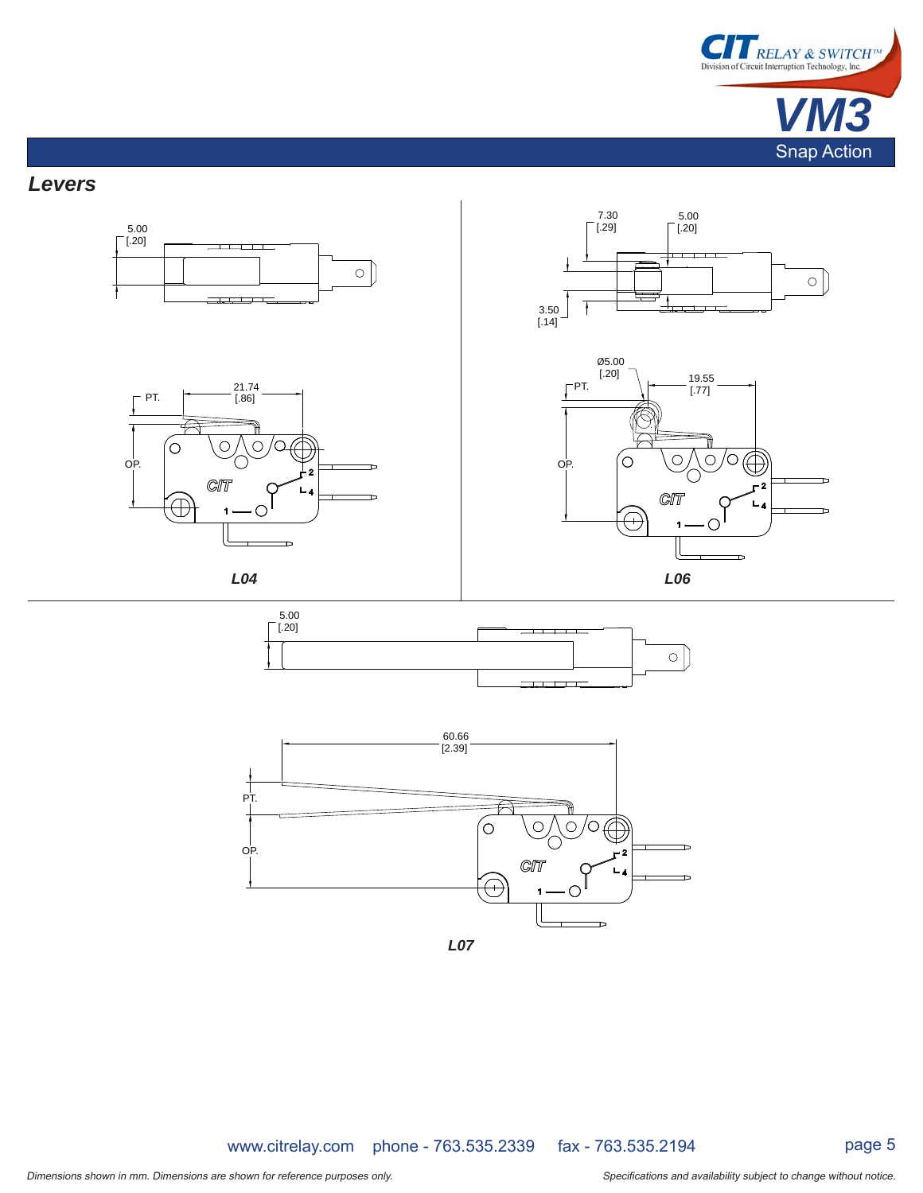## Levers

5.00
[.20]

PT.

21.74
[.86]

OP.

**L04**

7.30
[.29]

5.00
[.20]

3.50
[.14]

Ø5.00
[.20]

PT.

19.55
[.77]

OP.

**L06**

5.00
[.20]

60.66
[2.39]

PT.

OP.

**L07**

*Dimensions shown in mm. Dimensions are shown for reference purposes only.*

*Specifications and availability subject to change without notice.*